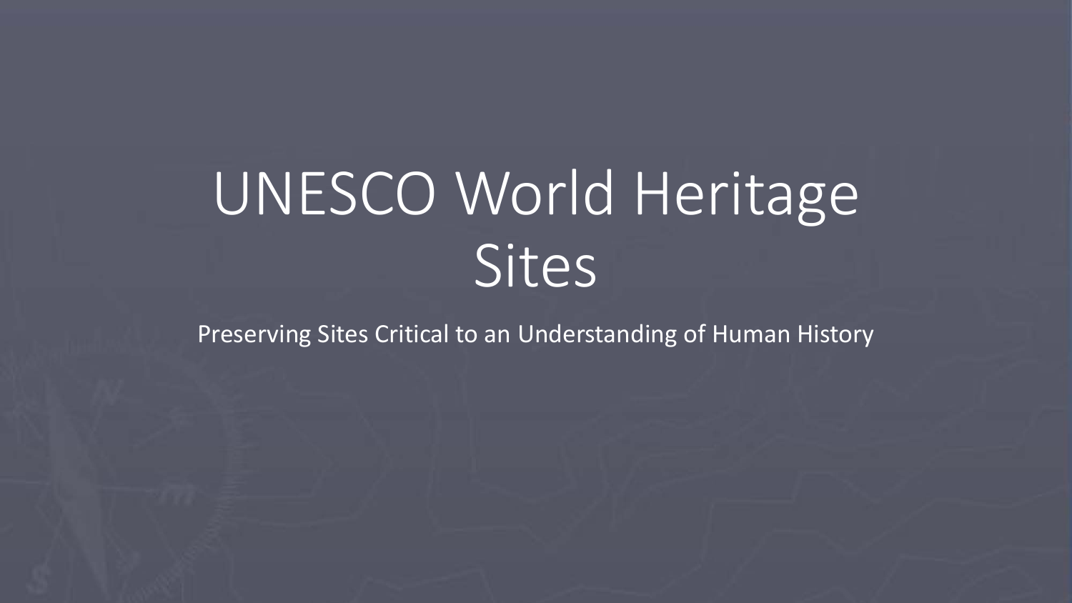# UNESCO World Heritage Sites

Preserving Sites Critical to an Understanding of Human History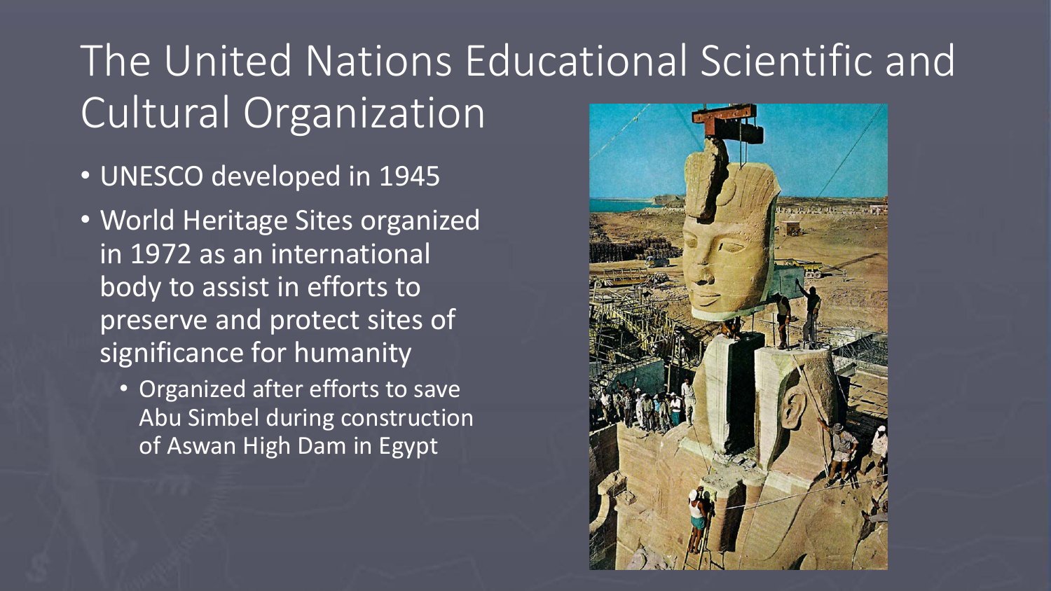# The United Nations Educational Scientific and Cultural Organization

- UNESCO developed in 1945
- World Heritage Sites organized in 1972 as an international body to assist in efforts to preserve and protect sites of significance for humanity
  - Organized after efforts to save Abu Simbel during construction of Aswan High Dam in Egypt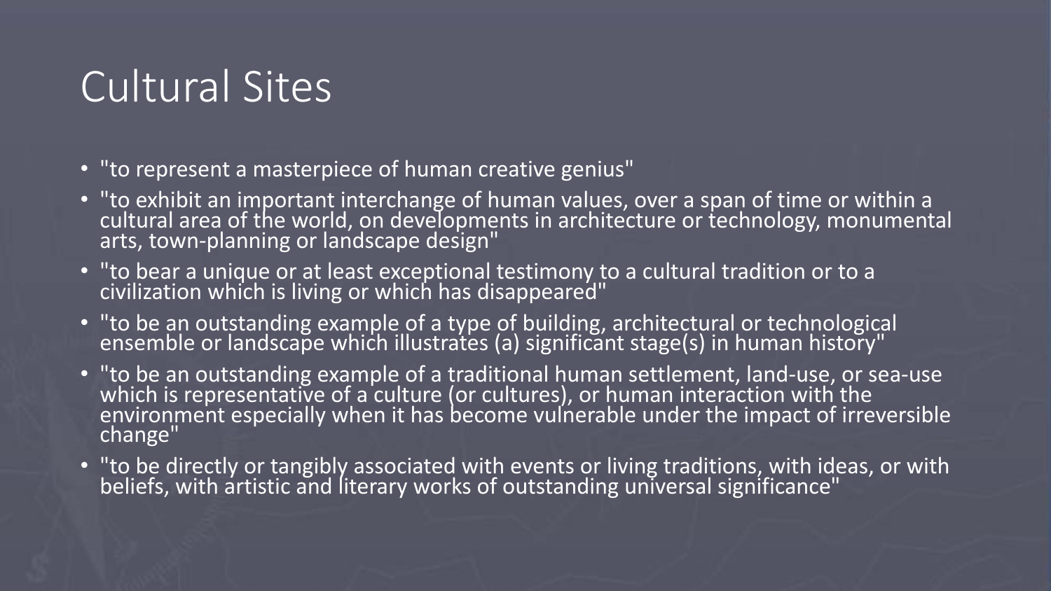# Cultural Sites

- "to represent a masterpiece of human creative genius"
- "to exhibit an important interchange of human values, over a span of time or within a cultural area of the world, on developments in architecture or technology, monumental arts, town-planning or landscape design"
- "to bear a unique or at least exceptional testimony to a cultural tradition or to a civilization which is living or which has disappeared"
- "to be an outstanding example of a type of building, architectural or technological ensemble or landscape which illustrates (a) significant stage(s) in human history"
- "to be an outstanding example of a traditional human settlement, land-use, or sea-use which is representative of a culture (or cultures), or human interaction with the environment especially when it has become vulnerable under the impact of irreversible change"
- "to be directly or tangibly associated with events or living traditions, with ideas, or with beliefs, with artistic and literary works of outstanding universal significance"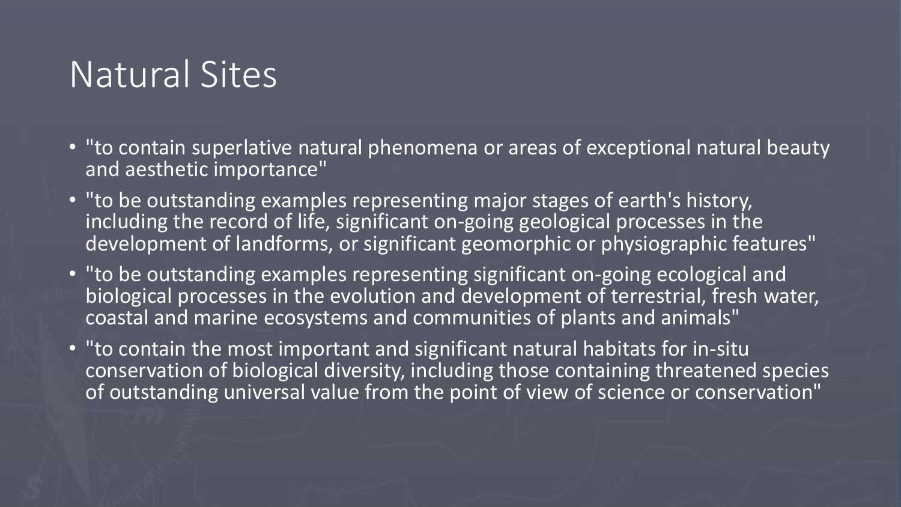# Natural Sites

- "to contain superlative natural phenomena or areas of exceptional natural beauty and aesthetic importance"
- "to be outstanding examples representing major stages of earth's history, including the record of life, significant on-going geological processes in the development of landforms, or significant geomorphic or physiographic features"
- "to be outstanding examples representing significant on-going ecological and biological processes in the evolution and development of terrestrial, fresh water, coastal and marine ecosystems and communities of plants and animals"
- "to contain the most important and significant natural habitats for in-situ conservation of biological diversity, including those containing threatened species of outstanding universal value from the point of view of science or conservation"